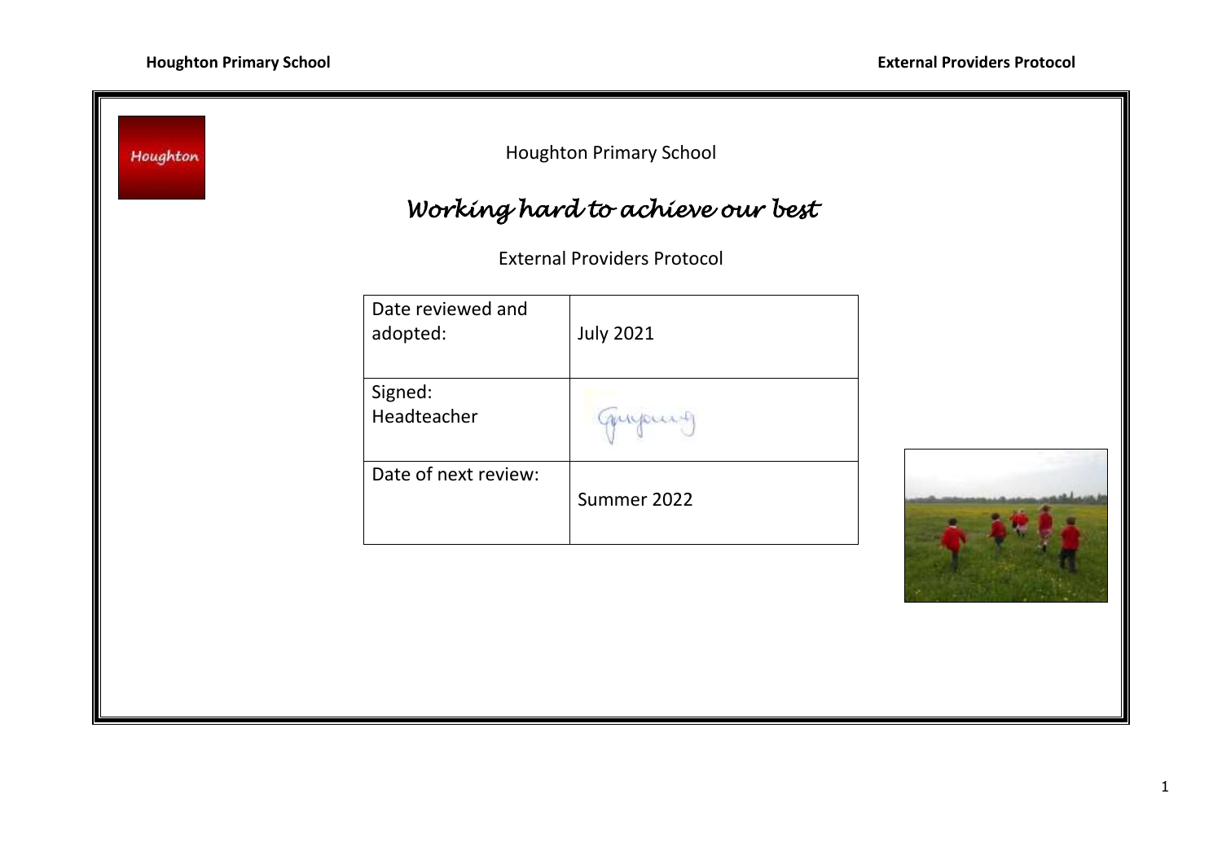Houghton Primary School

# *Working hard to achieve our best*

External Providers Protocol

| Date reviewed and adopted: | July 2021 |
|---|---|
| Signed: Headteacher | |
| Date of next review: | Summer 2022 |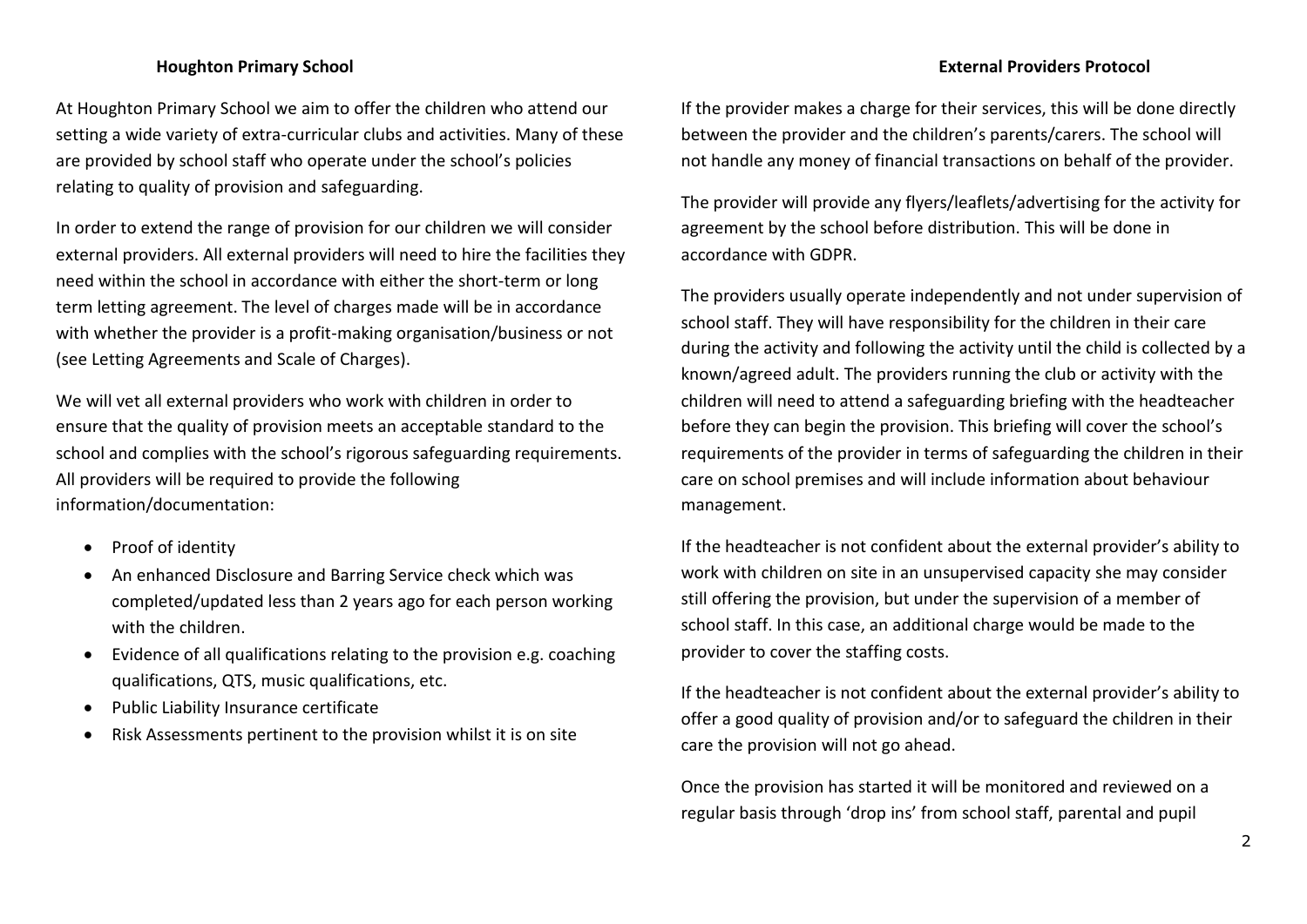At Houghton Primary School we aim to offer the children who attend our setting a wide variety of extra-curricular clubs and activities. Many of these are provided by school staff who operate under the school's policies relating to quality of provision and safeguarding.

In order to extend the range of provision for our children we will consider external providers. All external providers will need to hire the facilities they need within the school in accordance with either the short-term or long term letting agreement. The level of charges made will be in accordance with whether the provider is a profit-making organisation/business or not (see Letting Agreements and Scale of Charges).

We will vet all external providers who work with children in order to ensure that the quality of provision meets an acceptable standard to the school and complies with the school's rigorous safeguarding requirements. All providers will be required to provide the following information/documentation:

- Proof of identity
- An enhanced Disclosure and Barring Service check which was completed/updated less than 2 years ago for each person working with the children.
- Evidence of all qualifications relating to the provision e.g. coaching qualifications, QTS, music qualifications, etc.
- Public Liability Insurance certificate
- Risk Assessments pertinent to the provision whilst it is on site

If the provider makes a charge for their services, this will be done directly between the provider and the children's parents/carers. The school will not handle any money of financial transactions on behalf of the provider.

The provider will provide any flyers/leaflets/advertising for the activity for agreement by the school before distribution. This will be done in accordance with GDPR.

The providers usually operate independently and not under supervision of school staff. They will have responsibility for the children in their care during the activity and following the activity until the child is collected by a known/agreed adult. The providers running the club or activity with the children will need to attend a safeguarding briefing with the headteacher before they can begin the provision. This briefing will cover the school's requirements of the provider in terms of safeguarding the children in their care on school premises and will include information about behaviour management.

If the headteacher is not confident about the external provider's ability to work with children on site in an unsupervised capacity she may consider still offering the provision, but under the supervision of a member of school staff. In this case, an additional charge would be made to the provider to cover the staffing costs.

If the headteacher is not confident about the external provider's ability to offer a good quality of provision and/or to safeguard the children in their care the provision will not go ahead.

Once the provision has started it will be monitored and reviewed on a regular basis through 'drop ins' from school staff, parental and pupil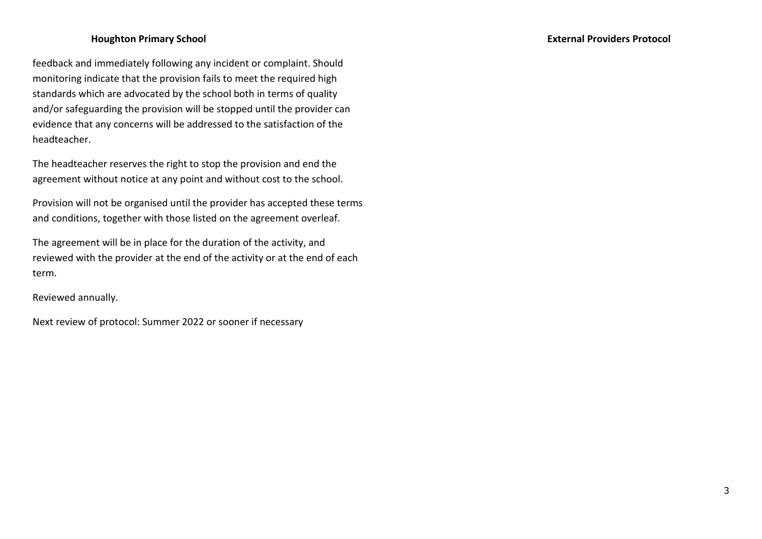feedback and immediately following any incident or complaint. Should monitoring indicate that the provision fails to meet the required high standards which are advocated by the school both in terms of quality and/or safeguarding the provision will be stopped until the provider can evidence that any concerns will be addressed to the satisfaction of the headteacher.

The headteacher reserves the right to stop the provision and end the agreement without notice at any point and without cost to the school.

Provision will not be organised until the provider has accepted these terms and conditions, together with those listed on the agreement overleaf.

The agreement will be in place for the duration of the activity, and reviewed with the provider at the end of the activity or at the end of each term.

Reviewed annually.

Next review of protocol: Summer 2022 or sooner if necessary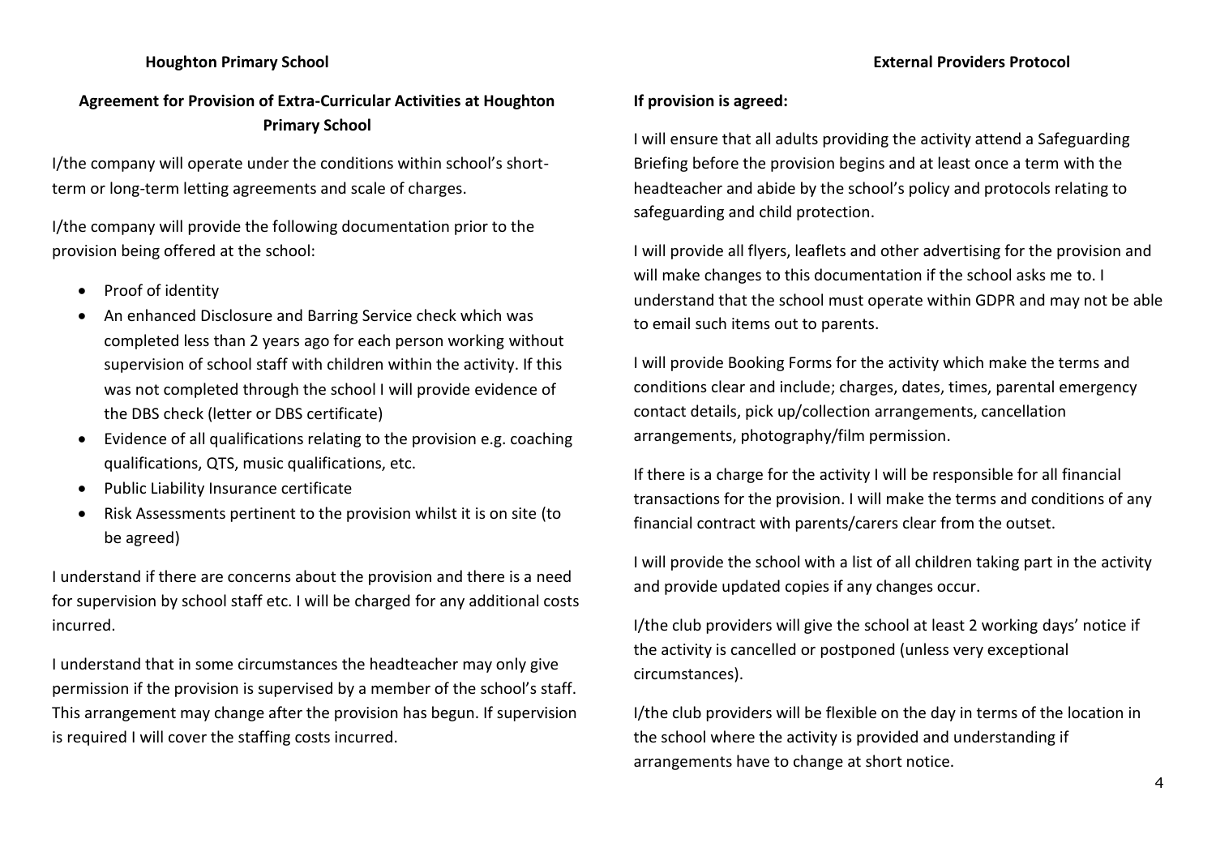## Agreement for Provision of Extra-Curricular Activities at Houghton Primary School

I/the company will operate under the conditions within school's short-term or long-term letting agreements and scale of charges.

I/the company will provide the following documentation prior to the provision being offered at the school:

- Proof of identity
- An enhanced Disclosure and Barring Service check which was completed less than 2 years ago for each person working without supervision of school staff with children within the activity. If this was not completed through the school I will provide evidence of the DBS check (letter or DBS certificate)
- Evidence of all qualifications relating to the provision e.g. coaching qualifications, QTS, music qualifications, etc.
- Public Liability Insurance certificate
- Risk Assessments pertinent to the provision whilst it is on site (to be agreed)

I understand if there are concerns about the provision and there is a need for supervision by school staff etc. I will be charged for any additional costs incurred.

I understand that in some circumstances the headteacher may only give permission if the provision is supervised by a member of the school's staff. This arrangement may change after the provision has begun. If supervision is required I will cover the staffing costs incurred.

**If provision is agreed:**

I will ensure that all adults providing the activity attend a Safeguarding Briefing before the provision begins and at least once a term with the headteacher and abide by the school's policy and protocols relating to safeguarding and child protection.

I will provide all flyers, leaflets and other advertising for the provision and will make changes to this documentation if the school asks me to. I understand that the school must operate within GDPR and may not be able to email such items out to parents.

I will provide Booking Forms for the activity which make the terms and conditions clear and include; charges, dates, times, parental emergency contact details, pick up/collection arrangements, cancellation arrangements, photography/film permission.

If there is a charge for the activity I will be responsible for all financial transactions for the provision. I will make the terms and conditions of any financial contract with parents/carers clear from the outset.

I will provide the school with a list of all children taking part in the activity and provide updated copies if any changes occur.

I/the club providers will give the school at least 2 working days' notice if the activity is cancelled or postponed (unless very exceptional circumstances).

I/the club providers will be flexible on the day in terms of the location in the school where the activity is provided and understanding if arrangements have to change at short notice.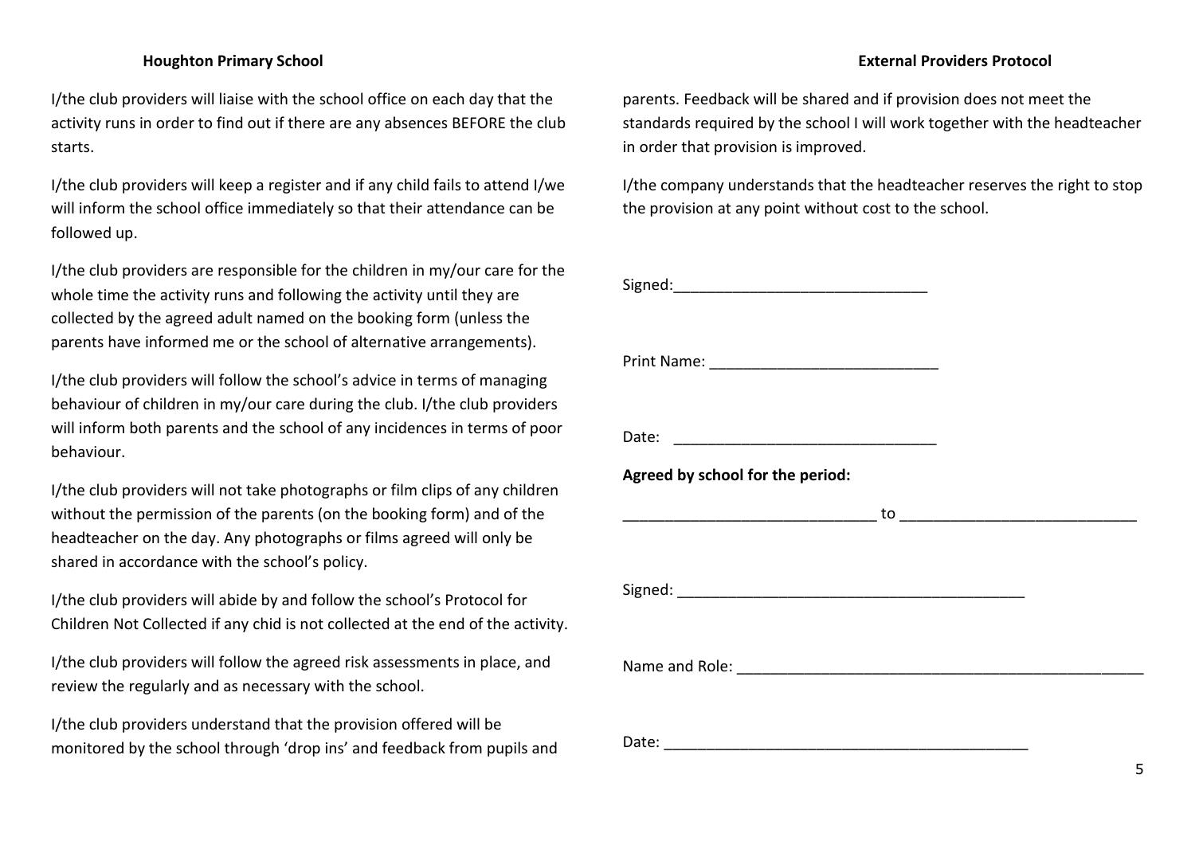I/the club providers will liaise with the school office on each day that the activity runs in order to find out if there are any absences BEFORE the club starts.

I/the club providers will keep a register and if any child fails to attend I/we will inform the school office immediately so that their attendance can be followed up.

I/the club providers are responsible for the children in my/our care for the whole time the activity runs and following the activity until they are collected by the agreed adult named on the booking form (unless the parents have informed me or the school of alternative arrangements).

I/the club providers will follow the school's advice in terms of managing behaviour of children in my/our care during the club. I/the club providers will inform both parents and the school of any incidences in terms of poor behaviour.

I/the club providers will not take photographs or film clips of any children without the permission of the parents (on the booking form) and of the headteacher on the day. Any photographs or films agreed will only be shared in accordance with the school's policy.

I/the club providers will abide by and follow the school's Protocol for Children Not Collected if any chid is not collected at the end of the activity.

I/the club providers will follow the agreed risk assessments in place, and review the regularly and as necessary with the school.

I/the club providers understand that the provision offered will be monitored by the school through 'drop ins' and feedback from pupils and parents. Feedback will be shared and if provision does not meet the standards required by the school I will work together with the headteacher in order that provision is improved.

I/the company understands that the headteacher reserves the right to stop the provision at any point without cost to the school.

Signed:_______________________________

Print Name: ___________________________

Date: _______________________________

**Agreed by school for the period:**

_____________________________ to ____________________________

Signed: __________________________________________

Name and Role: ___________________________________________________

Date: ____________________________________________